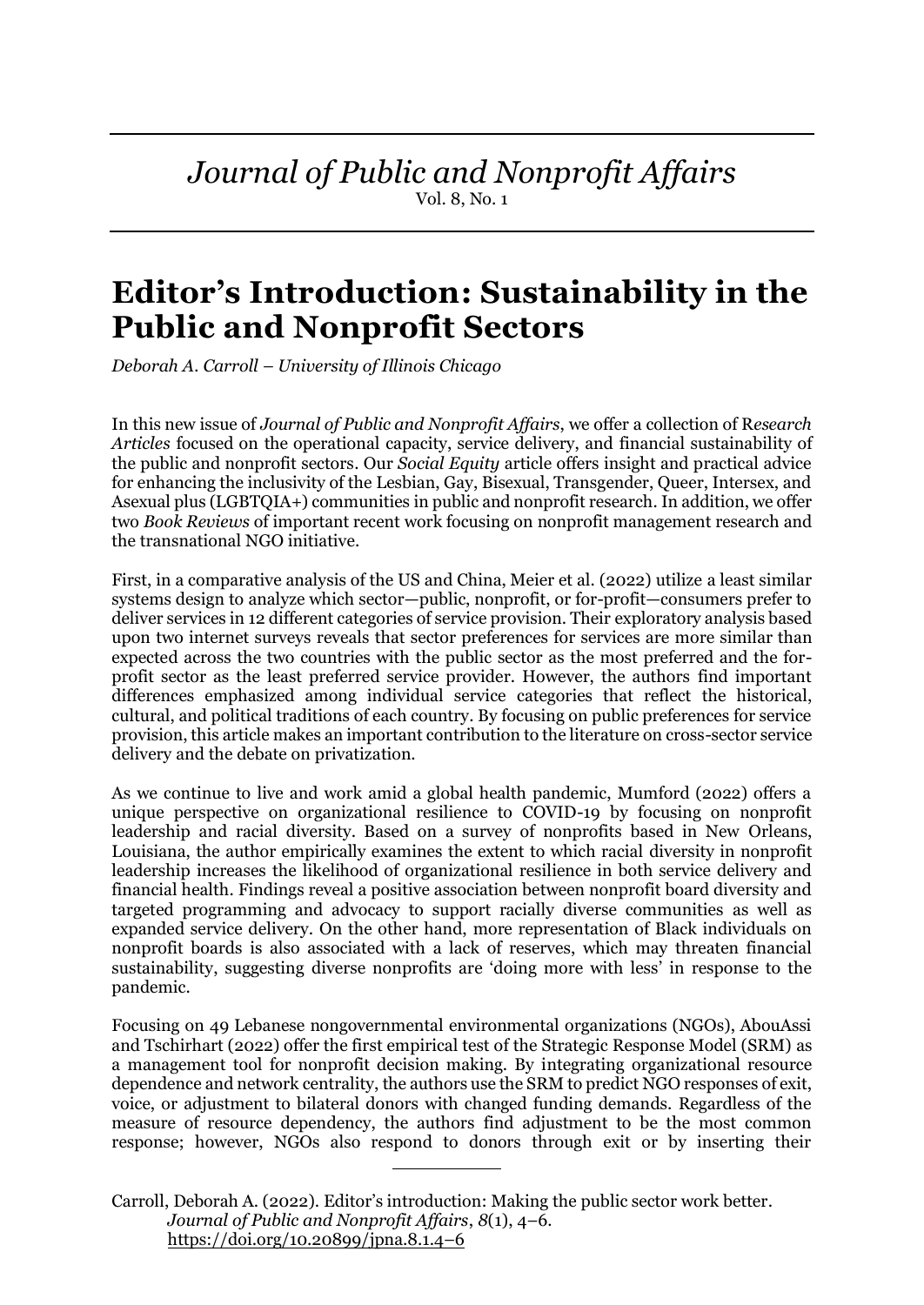# Editor's Introduction: Sustainability in the Public and Nonprofit Sectors

*Deborah A. Carroll – University of Illinois Chicago*

In this new issue of *Journal of Public and Nonprofit Affairs*, we offer a collection of R*esearch Articles* focused on the operational capacity, service delivery, and financial sustainability of the public and nonprofit sectors. Our *Social Equity* article offers insight and practical advice for enhancing the inclusivity of the Lesbian, Gay, Bisexual, Transgender, Queer, Intersex, and Asexual plus (LGBTQIA+) communities in public and nonprofit research. In addition, we offer two *Book Reviews* of important recent work focusing on nonprofit management research and the transnational NGO initiative.

First, in a comparative analysis of the US and China, Meier et al. (2022) utilize a least similar systems design to analyze which sector—public, nonprofit, or for-profit—consumers prefer to deliver services in 12 different categories of service provision. Their exploratory analysis based upon two internet surveys reveals that sector preferences for services are more similar than expected across the two countries with the public sector as the most preferred and the for-profit sector as the least preferred service provider. However, the authors find important differences emphasized among individual service categories that reflect the historical, cultural, and political traditions of each country. By focusing on public preferences for service provision, this article makes an important contribution to the literature on cross-sector service delivery and the debate on privatization.

As we continue to live and work amid a global health pandemic, Mumford (2022) offers a unique perspective on organizational resilience to COVID-19 by focusing on nonprofit leadership and racial diversity. Based on a survey of nonprofits based in New Orleans, Louisiana, the author empirically examines the extent to which racial diversity in nonprofit leadership increases the likelihood of organizational resilience in both service delivery and financial health. Findings reveal a positive association between nonprofit board diversity and targeted programming and advocacy to support racially diverse communities as well as expanded service delivery. On the other hand, more representation of Black individuals on nonprofit boards is also associated with a lack of reserves, which may threaten financial sustainability, suggesting diverse nonprofits are 'doing more with less' in response to the pandemic.

Focusing on 49 Lebanese nongovernmental environmental organizations (NGOs), AbouAssi and Tschirhart (2022) offer the first empirical test of the Strategic Response Model (SRM) as a management tool for nonprofit decision making. By integrating organizational resource dependence and network centrality, the authors use the SRM to predict NGO responses of exit, voice, or adjustment to bilateral donors with changed funding demands. Regardless of the measure of resource dependency, the authors find adjustment to be the most common response; however, NGOs also respond to donors through exit or by inserting their

---

Carroll, Deborah A. (2022). Editor's introduction: Making the public sector work better. *Journal of Public and Nonprofit Affairs*, *8*(1), 4–6. https://doi.org/10.20899/jpna.8.1.4–6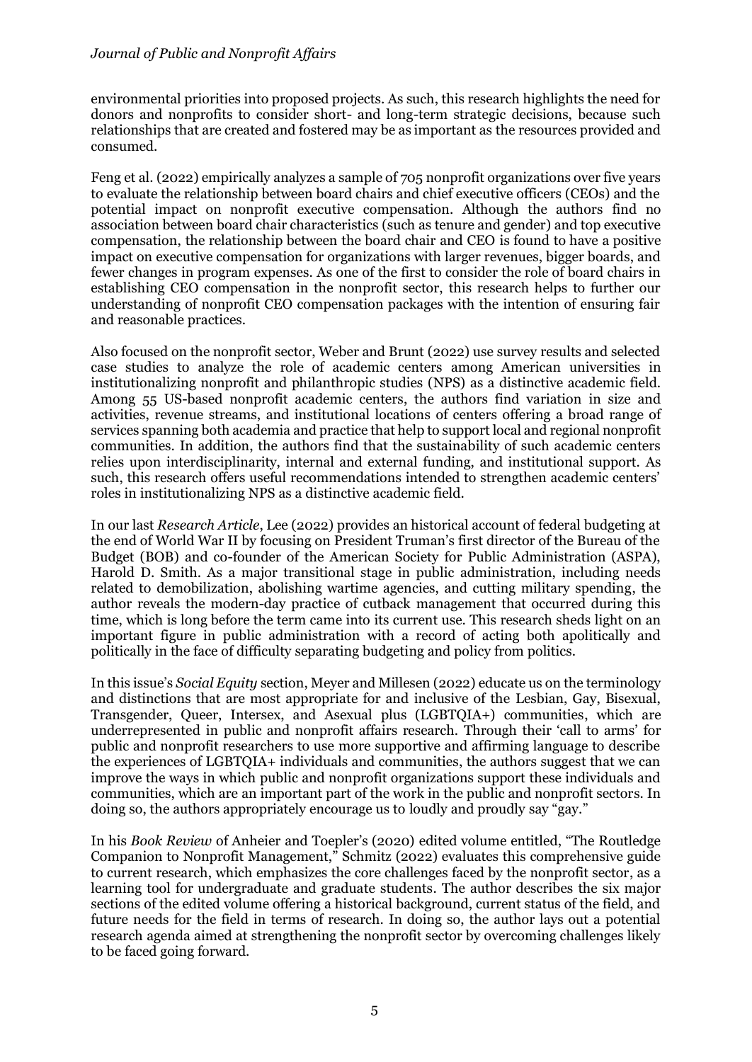environmental priorities into proposed projects. As such, this research highlights the need for donors and nonprofits to consider short- and long-term strategic decisions, because such relationships that are created and fostered may be as important as the resources provided and consumed.

Feng et al. (2022) empirically analyzes a sample of 705 nonprofit organizations over five years to evaluate the relationship between board chairs and chief executive officers (CEOs) and the potential impact on nonprofit executive compensation. Although the authors find no association between board chair characteristics (such as tenure and gender) and top executive compensation, the relationship between the board chair and CEO is found to have a positive impact on executive compensation for organizations with larger revenues, bigger boards, and fewer changes in program expenses. As one of the first to consider the role of board chairs in establishing CEO compensation in the nonprofit sector, this research helps to further our understanding of nonprofit CEO compensation packages with the intention of ensuring fair and reasonable practices.

Also focused on the nonprofit sector, Weber and Brunt (2022) use survey results and selected case studies to analyze the role of academic centers among American universities in institutionalizing nonprofit and philanthropic studies (NPS) as a distinctive academic field. Among 55 US-based nonprofit academic centers, the authors find variation in size and activities, revenue streams, and institutional locations of centers offering a broad range of services spanning both academia and practice that help to support local and regional nonprofit communities. In addition, the authors find that the sustainability of such academic centers relies upon interdisciplinarity, internal and external funding, and institutional support. As such, this research offers useful recommendations intended to strengthen academic centers' roles in institutionalizing NPS as a distinctive academic field.

In our last *Research Article*, Lee (2022) provides an historical account of federal budgeting at the end of World War II by focusing on President Truman's first director of the Bureau of the Budget (BOB) and co-founder of the American Society for Public Administration (ASPA), Harold D. Smith. As a major transitional stage in public administration, including needs related to demobilization, abolishing wartime agencies, and cutting military spending, the author reveals the modern-day practice of cutback management that occurred during this time, which is long before the term came into its current use. This research sheds light on an important figure in public administration with a record of acting both apolitically and politically in the face of difficulty separating budgeting and policy from politics.

In this issue's *Social Equity* section, Meyer and Millesen (2022) educate us on the terminology and distinctions that are most appropriate for and inclusive of the Lesbian, Gay, Bisexual, Transgender, Queer, Intersex, and Asexual plus (LGBTQIA+) communities, which are underrepresented in public and nonprofit affairs research. Through their 'call to arms' for public and nonprofit researchers to use more supportive and affirming language to describe the experiences of LGBTQIA+ individuals and communities, the authors suggest that we can improve the ways in which public and nonprofit organizations support these individuals and communities, which are an important part of the work in the public and nonprofit sectors. In doing so, the authors appropriately encourage us to loudly and proudly say "gay."

In his *Book Review* of Anheier and Toepler's (2020) edited volume entitled, "The Routledge Companion to Nonprofit Management," Schmitz (2022) evaluates this comprehensive guide to current research, which emphasizes the core challenges faced by the nonprofit sector, as a learning tool for undergraduate and graduate students. The author describes the six major sections of the edited volume offering a historical background, current status of the field, and future needs for the field in terms of research. In doing so, the author lays out a potential research agenda aimed at strengthening the nonprofit sector by overcoming challenges likely to be faced going forward.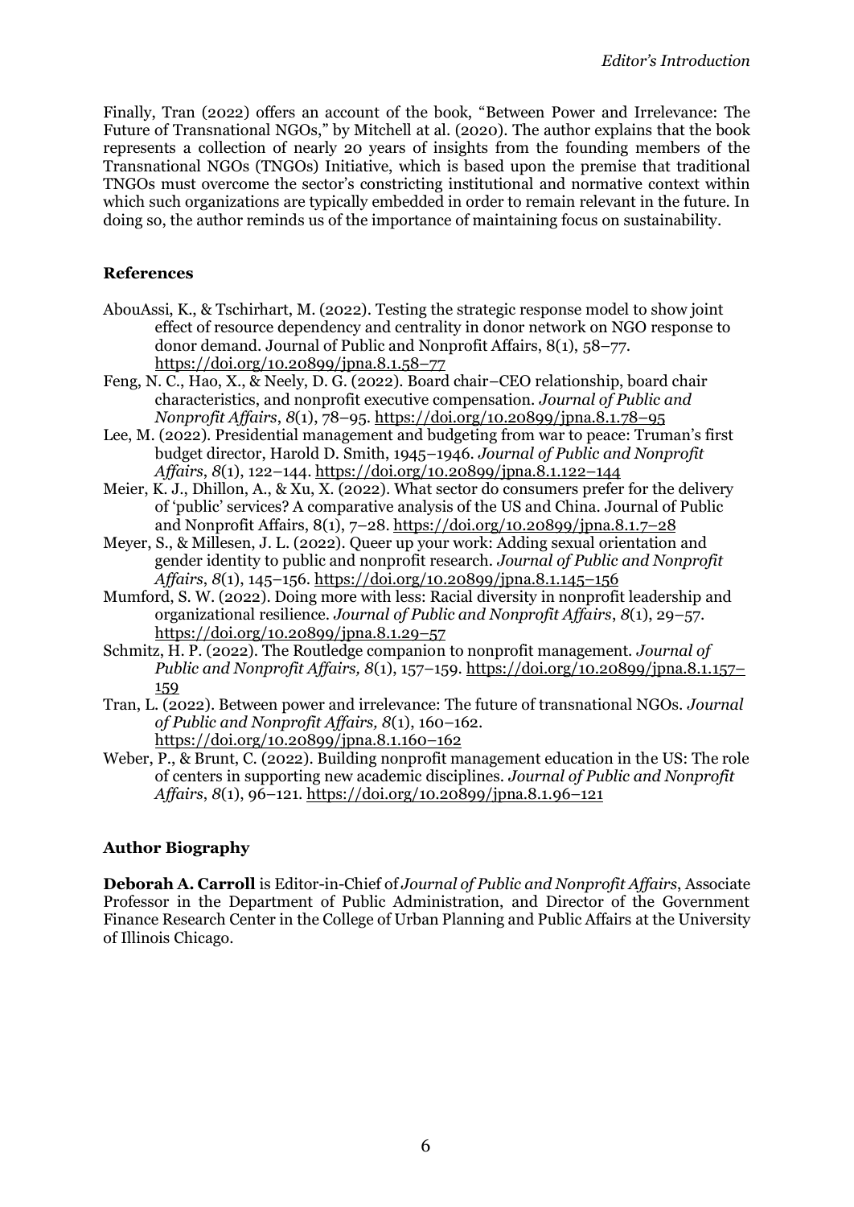Finally, Tran (2022) offers an account of the book, "Between Power and Irrelevance: The Future of Transnational NGOs," by Mitchell at al. (2020). The author explains that the book represents a collection of nearly 20 years of insights from the founding members of the Transnational NGOs (TNGOs) Initiative, which is based upon the premise that traditional TNGOs must overcome the sector's constricting institutional and normative context within which such organizations are typically embedded in order to remain relevant in the future. In doing so, the author reminds us of the importance of maintaining focus on sustainability.

## References

AbouAssi, K., & Tschirhart, M. (2022). Testing the strategic response model to show joint effect of resource dependency and centrality in donor network on NGO response to donor demand. Journal of Public and Nonprofit Affairs, 8(1), 58–77. https://doi.org/10.20899/jpna.8.1.58–77

Feng, N. C., Hao, X., & Neely, D. G. (2022). Board chair–CEO relationship, board chair characteristics, and nonprofit executive compensation. *Journal of Public and Nonprofit Affairs*, *8*(1), 78–95. https://doi.org/10.20899/jpna.8.1.78–95

Lee, M. (2022). Presidential management and budgeting from war to peace: Truman's first budget director, Harold D. Smith, 1945–1946. *Journal of Public and Nonprofit Affairs*, *8*(1), 122–144. https://doi.org/10.20899/jpna.8.1.122–144

Meier, K. J., Dhillon, A., & Xu, X. (2022). What sector do consumers prefer for the delivery of 'public' services? A comparative analysis of the US and China. Journal of Public and Nonprofit Affairs, 8(1), 7–28. https://doi.org/10.20899/jpna.8.1.7–28

Meyer, S., & Millesen, J. L. (2022). Queer up your work: Adding sexual orientation and gender identity to public and nonprofit research. *Journal of Public and Nonprofit Affairs*, *8*(1), 145–156. https://doi.org/10.20899/jpna.8.1.145–156

Mumford, S. W. (2022). Doing more with less: Racial diversity in nonprofit leadership and organizational resilience. *Journal of Public and Nonprofit Affairs*, *8*(1), 29–57. https://doi.org/10.20899/jpna.8.1.29–57

Schmitz, H. P. (2022). The Routledge companion to nonprofit management. *Journal of Public and Nonprofit Affairs, 8*(1), 157–159. https://doi.org/10.20899/jpna.8.1.157–159

Tran, L. (2022). Between power and irrelevance: The future of transnational NGOs. *Journal of Public and Nonprofit Affairs, 8*(1), 160–162. https://doi.org/10.20899/jpna.8.1.160–162

Weber, P., & Brunt, C. (2022). Building nonprofit management education in the US: The role of centers in supporting new academic disciplines. *Journal of Public and Nonprofit Affairs*, *8*(1), 96–121. https://doi.org/10.20899/jpna.8.1.96–121

## Author Biography

**Deborah A. Carroll** is Editor-in-Chief of *Journal of Public and Nonprofit Affairs*, Associate Professor in the Department of Public Administration, and Director of the Government Finance Research Center in the College of Urban Planning and Public Affairs at the University of Illinois Chicago.